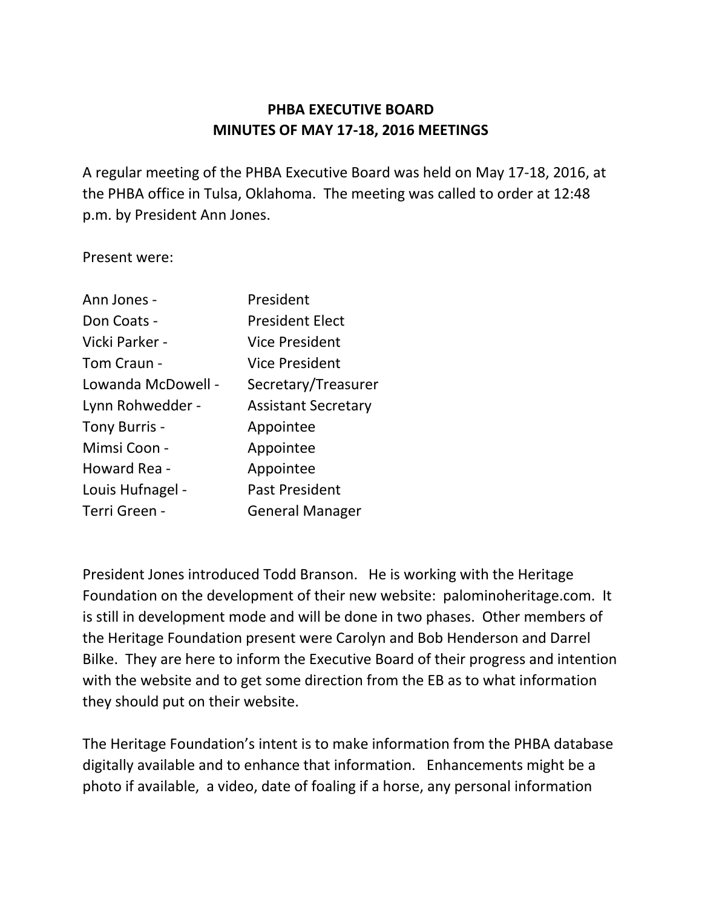# PHBA EXECUTIVE BOARD
## MINUTES OF MAY 17-18, 2016 MEETINGS

A regular meeting of the PHBA Executive Board was held on May 17-18, 2016, at the PHBA office in Tulsa, Oklahoma. The meeting was called to order at 12:48 p.m. by President Ann Jones.

Present were:

| | |
|---|---|
| Ann Jones - | President |
| Don Coats - | President Elect |
| Vicki Parker - | Vice President |
| Tom Craun - | Vice President |
| Lowanda McDowell - | Secretary/Treasurer |
| Lynn Rohwedder - | Assistant Secretary |
| Tony Burris - | Appointee |
| Mimsi Coon - | Appointee |
| Howard Rea - | Appointee |
| Louis Hufnagel - | Past President |
| Terri Green - | General Manager |

President Jones introduced Todd Branson. He is working with the Heritage Foundation on the development of their new website: palominoheritage.com. It is still in development mode and will be done in two phases. Other members of the Heritage Foundation present were Carolyn and Bob Henderson and Darrel Bilke. They are here to inform the Executive Board of their progress and intention with the website and to get some direction from the EB as to what information they should put on their website.

The Heritage Foundation's intent is to make information from the PHBA database digitally available and to enhance that information. Enhancements might be a photo if available, a video, date of foaling if a horse, any personal information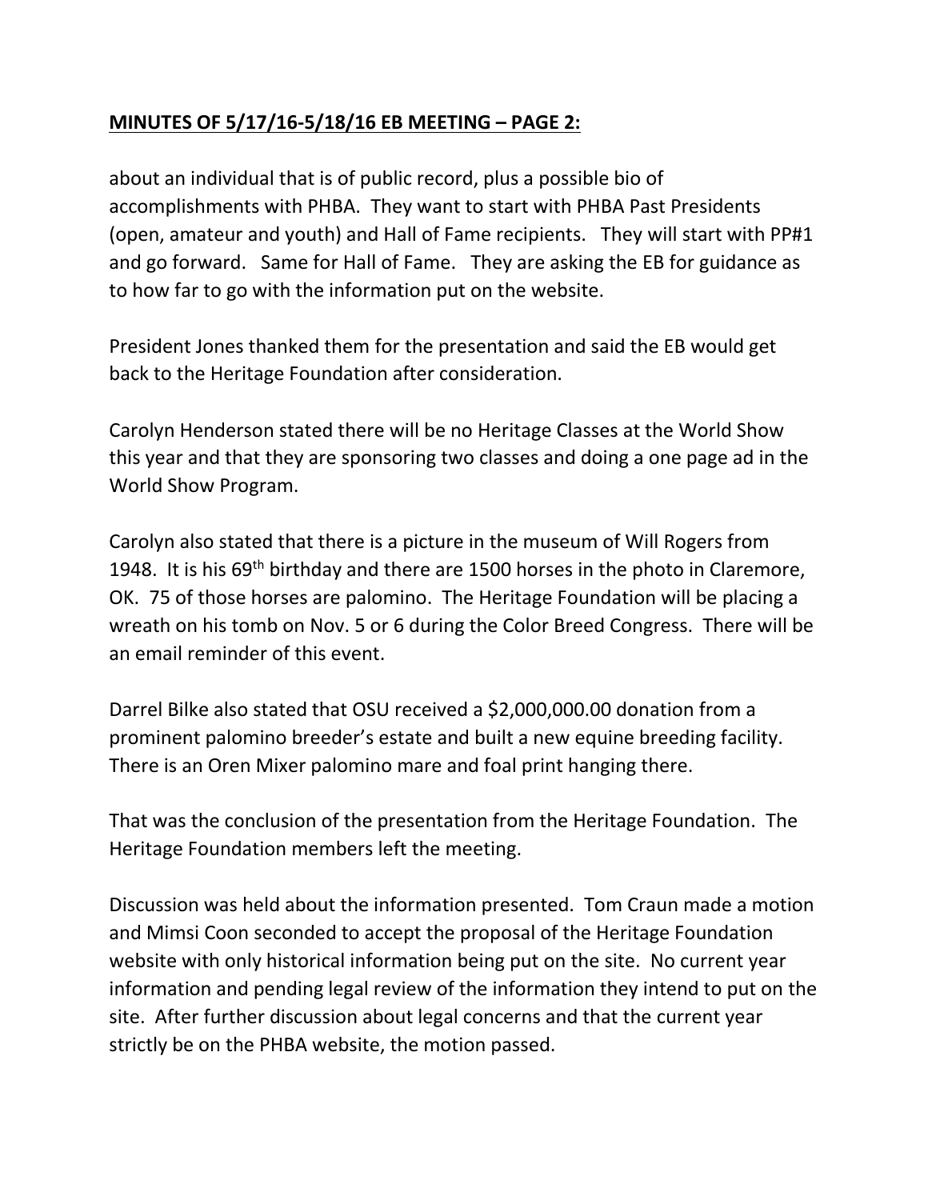**MINUTES OF 5/17/16-5/18/16 EB MEETING – PAGE 2:**

about an individual that is of public record, plus a possible bio of accomplishments with PHBA. They want to start with PHBA Past Presidents (open, amateur and youth) and Hall of Fame recipients. They will start with PP#1 and go forward. Same for Hall of Fame. They are asking the EB for guidance as to how far to go with the information put on the website.

President Jones thanked them for the presentation and said the EB would get back to the Heritage Foundation after consideration.

Carolyn Henderson stated there will be no Heritage Classes at the World Show this year and that they are sponsoring two classes and doing a one page ad in the World Show Program.

Carolyn also stated that there is a picture in the museum of Will Rogers from 1948. It is his 69th birthday and there are 1500 horses in the photo in Claremore, OK. 75 of those horses are palomino. The Heritage Foundation will be placing a wreath on his tomb on Nov. 5 or 6 during the Color Breed Congress. There will be an email reminder of this event.

Darrel Bilke also stated that OSU received a $2,000,000.00 donation from a prominent palomino breeder's estate and built a new equine breeding facility. There is an Oren Mixer palomino mare and foal print hanging there.

That was the conclusion of the presentation from the Heritage Foundation. The Heritage Foundation members left the meeting.

Discussion was held about the information presented. Tom Craun made a motion and Mimsi Coon seconded to accept the proposal of the Heritage Foundation website with only historical information being put on the site. No current year information and pending legal review of the information they intend to put on the site. After further discussion about legal concerns and that the current year strictly be on the PHBA website, the motion passed.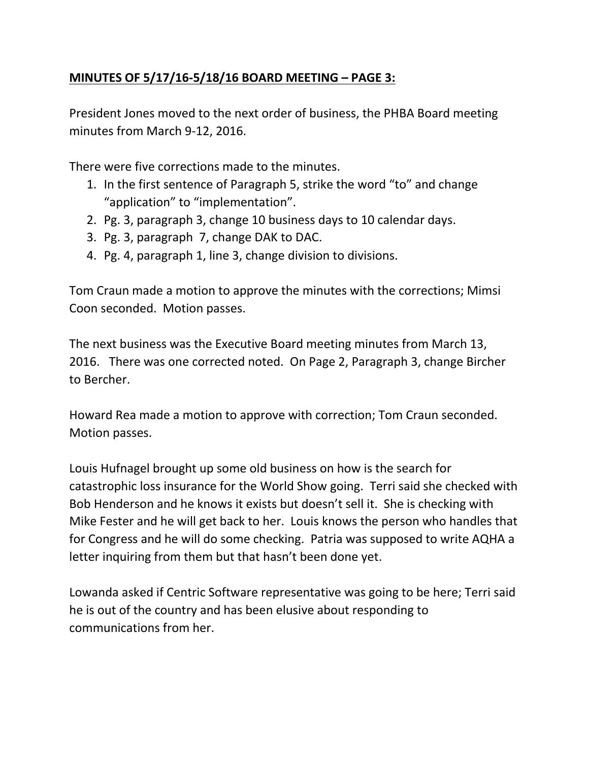**MINUTES OF 5/17/16-5/18/16 BOARD MEETING – PAGE 3:**

President Jones moved to the next order of business, the PHBA Board meeting minutes from March 9-12, 2016.

There were five corrections made to the minutes.

1. In the first sentence of Paragraph 5, strike the word "to" and change "application" to "implementation".
2. Pg. 3, paragraph 3, change 10 business days to 10 calendar days.
3. Pg. 3, paragraph 7, change DAK to DAC.
4. Pg. 4, paragraph 1, line 3, change division to divisions.

Tom Craun made a motion to approve the minutes with the corrections; Mimsi Coon seconded. Motion passes.

The next business was the Executive Board meeting minutes from March 13, 2016. There was one corrected noted. On Page 2, Paragraph 3, change Bircher to Bercher.

Howard Rea made a motion to approve with correction; Tom Craun seconded. Motion passes.

Louis Hufnagel brought up some old business on how is the search for catastrophic loss insurance for the World Show going. Terri said she checked with Bob Henderson and he knows it exists but doesn't sell it. She is checking with Mike Fester and he will get back to her. Louis knows the person who handles that for Congress and he will do some checking. Patria was supposed to write AQHA a letter inquiring from them but that hasn't been done yet.

Lowanda asked if Centric Software representative was going to be here; Terri said he is out of the country and has been elusive about responding to communications from her.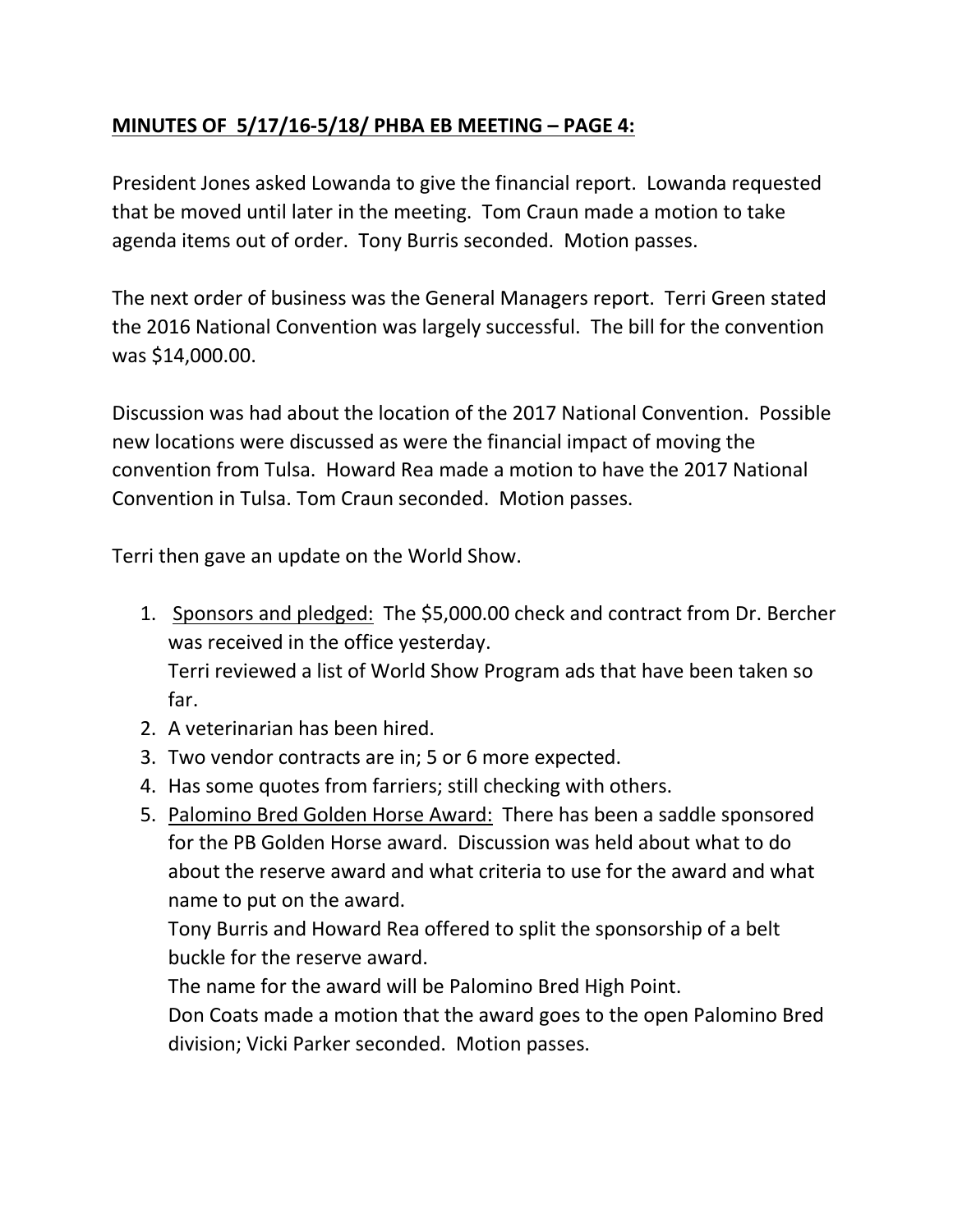**MINUTES OF 5/17/16-5/18/ PHBA EB MEETING – PAGE 4:**

President Jones asked Lowanda to give the financial report. Lowanda requested that be moved until later in the meeting. Tom Craun made a motion to take agenda items out of order. Tony Burris seconded. Motion passes.

The next order of business was the General Managers report. Terri Green stated the 2016 National Convention was largely successful. The bill for the convention was $14,000.00.

Discussion was had about the location of the 2017 National Convention. Possible new locations were discussed as were the financial impact of moving the convention from Tulsa. Howard Rea made a motion to have the 2017 National Convention in Tulsa. Tom Craun seconded. Motion passes.

Terri then gave an update on the World Show.

1. <u>Sponsors and pledged:</u> The $5,000.00 check and contract from Dr. Bercher was received in the office yesterday.
   Terri reviewed a list of World Show Program ads that have been taken so far.
2. A veterinarian has been hired.
3. Two vendor contracts are in; 5 or 6 more expected.
4. Has some quotes from farriers; still checking with others.
5. <u>Palomino Bred Golden Horse Award:</u> There has been a saddle sponsored for the PB Golden Horse award. Discussion was held about what to do about the reserve award and what criteria to use for the award and what name to put on the award.
   Tony Burris and Howard Rea offered to split the sponsorship of a belt buckle for the reserve award.
   The name for the award will be Palomino Bred High Point.
   Don Coats made a motion that the award goes to the open Palomino Bred division; Vicki Parker seconded. Motion passes.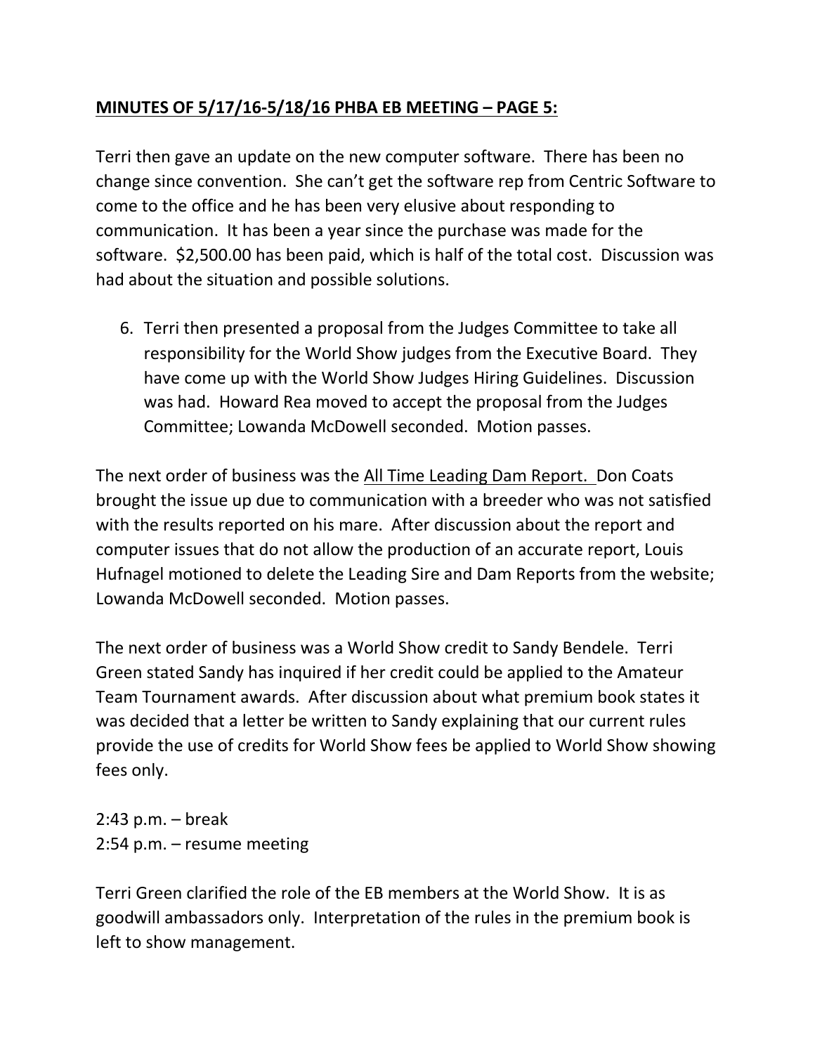**<u>MINUTES OF 5/17/16-5/18/16 PHBA EB MEETING – PAGE 5:</u>**

Terri then gave an update on the new computer software. There has been no change since convention. She can't get the software rep from Centric Software to come to the office and he has been very elusive about responding to communication. It has been a year since the purchase was made for the software. $2,500.00 has been paid, which is half of the total cost. Discussion was had about the situation and possible solutions.

6. Terri then presented a proposal from the Judges Committee to take all responsibility for the World Show judges from the Executive Board. They have come up with the World Show Judges Hiring Guidelines. Discussion was had. Howard Rea moved to accept the proposal from the Judges Committee; Lowanda McDowell seconded. Motion passes.

The next order of business was the <u>All Time Leading Dam Report.</u> Don Coats brought the issue up due to communication with a breeder who was not satisfied with the results reported on his mare. After discussion about the report and computer issues that do not allow the production of an accurate report, Louis Hufnagel motioned to delete the Leading Sire and Dam Reports from the website; Lowanda McDowell seconded. Motion passes.

The next order of business was a World Show credit to Sandy Bendele. Terri Green stated Sandy has inquired if her credit could be applied to the Amateur Team Tournament awards. After discussion about what premium book states it was decided that a letter be written to Sandy explaining that our current rules provide the use of credits for World Show fees be applied to World Show showing fees only.

2:43 p.m. – break
2:54 p.m. – resume meeting

Terri Green clarified the role of the EB members at the World Show. It is as goodwill ambassadors only. Interpretation of the rules in the premium book is left to show management.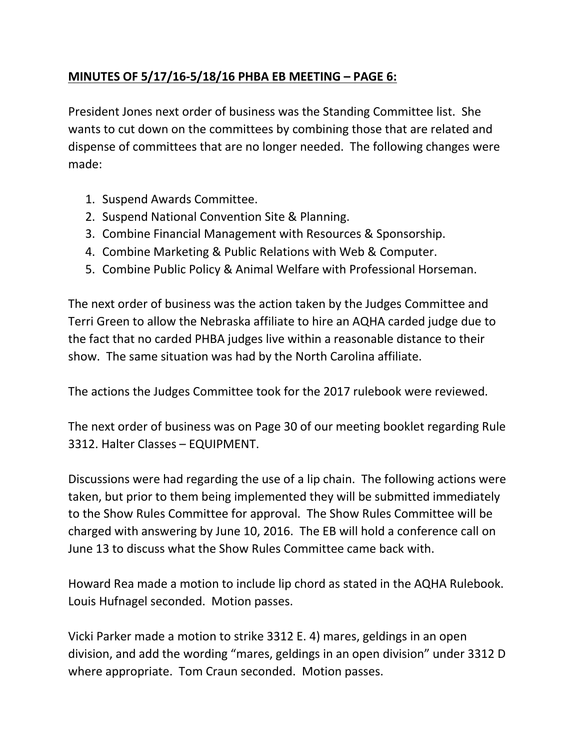**MINUTES OF 5/17/16-5/18/16 PHBA EB MEETING – PAGE 6:**

President Jones next order of business was the Standing Committee list. She wants to cut down on the committees by combining those that are related and dispense of committees that are no longer needed. The following changes were made:

1. Suspend Awards Committee.
2. Suspend National Convention Site & Planning.
3. Combine Financial Management with Resources & Sponsorship.
4. Combine Marketing & Public Relations with Web & Computer.
5. Combine Public Policy & Animal Welfare with Professional Horseman.

The next order of business was the action taken by the Judges Committee and Terri Green to allow the Nebraska affiliate to hire an AQHA carded judge due to the fact that no carded PHBA judges live within a reasonable distance to their show. The same situation was had by the North Carolina affiliate.

The actions the Judges Committee took for the 2017 rulebook were reviewed.

The next order of business was on Page 30 of our meeting booklet regarding Rule 3312. Halter Classes – EQUIPMENT.

Discussions were had regarding the use of a lip chain. The following actions were taken, but prior to them being implemented they will be submitted immediately to the Show Rules Committee for approval. The Show Rules Committee will be charged with answering by June 10, 2016. The EB will hold a conference call on June 13 to discuss what the Show Rules Committee came back with.

Howard Rea made a motion to include lip chord as stated in the AQHA Rulebook. Louis Hufnagel seconded. Motion passes.

Vicki Parker made a motion to strike 3312 E. 4) mares, geldings in an open division, and add the wording "mares, geldings in an open division" under 3312 D where appropriate. Tom Craun seconded. Motion passes.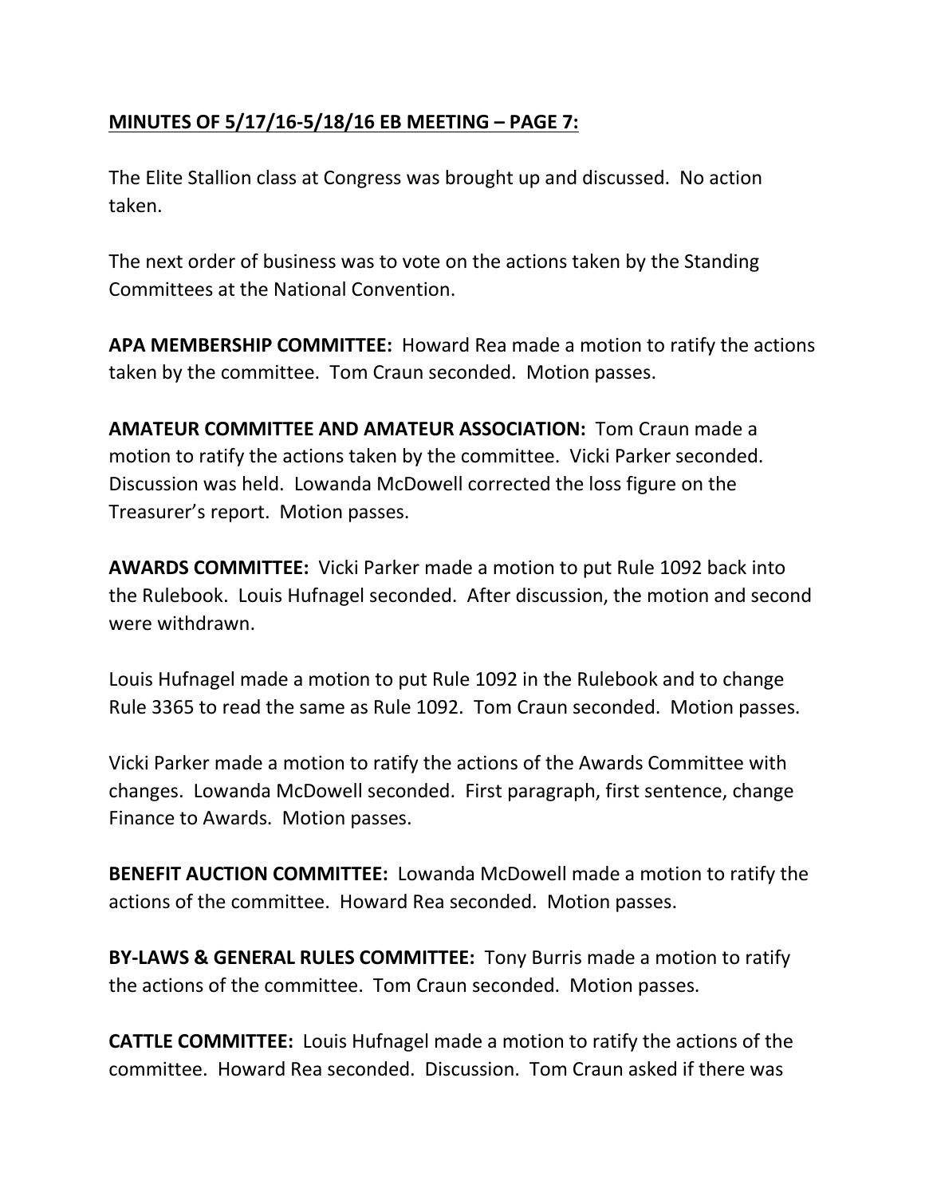**MINUTES OF 5/17/16-5/18/16 EB MEETING – PAGE 7:**

The Elite Stallion class at Congress was brought up and discussed. No action taken.

The next order of business was to vote on the actions taken by the Standing Committees at the National Convention.

**APA MEMBERSHIP COMMITTEE:** Howard Rea made a motion to ratify the actions taken by the committee. Tom Craun seconded. Motion passes.

**AMATEUR COMMITTEE AND AMATEUR ASSOCIATION:** Tom Craun made a motion to ratify the actions taken by the committee. Vicki Parker seconded. Discussion was held. Lowanda McDowell corrected the loss figure on the Treasurer's report. Motion passes.

**AWARDS COMMITTEE:** Vicki Parker made a motion to put Rule 1092 back into the Rulebook. Louis Hufnagel seconded. After discussion, the motion and second were withdrawn.

Louis Hufnagel made a motion to put Rule 1092 in the Rulebook and to change Rule 3365 to read the same as Rule 1092. Tom Craun seconded. Motion passes.

Vicki Parker made a motion to ratify the actions of the Awards Committee with changes. Lowanda McDowell seconded. First paragraph, first sentence, change Finance to Awards. Motion passes.

**BENEFIT AUCTION COMMITTEE:** Lowanda McDowell made a motion to ratify the actions of the committee. Howard Rea seconded. Motion passes.

**BY-LAWS & GENERAL RULES COMMITTEE:** Tony Burris made a motion to ratify the actions of the committee. Tom Craun seconded. Motion passes.

**CATTLE COMMITTEE:** Louis Hufnagel made a motion to ratify the actions of the committee. Howard Rea seconded. Discussion. Tom Craun asked if there was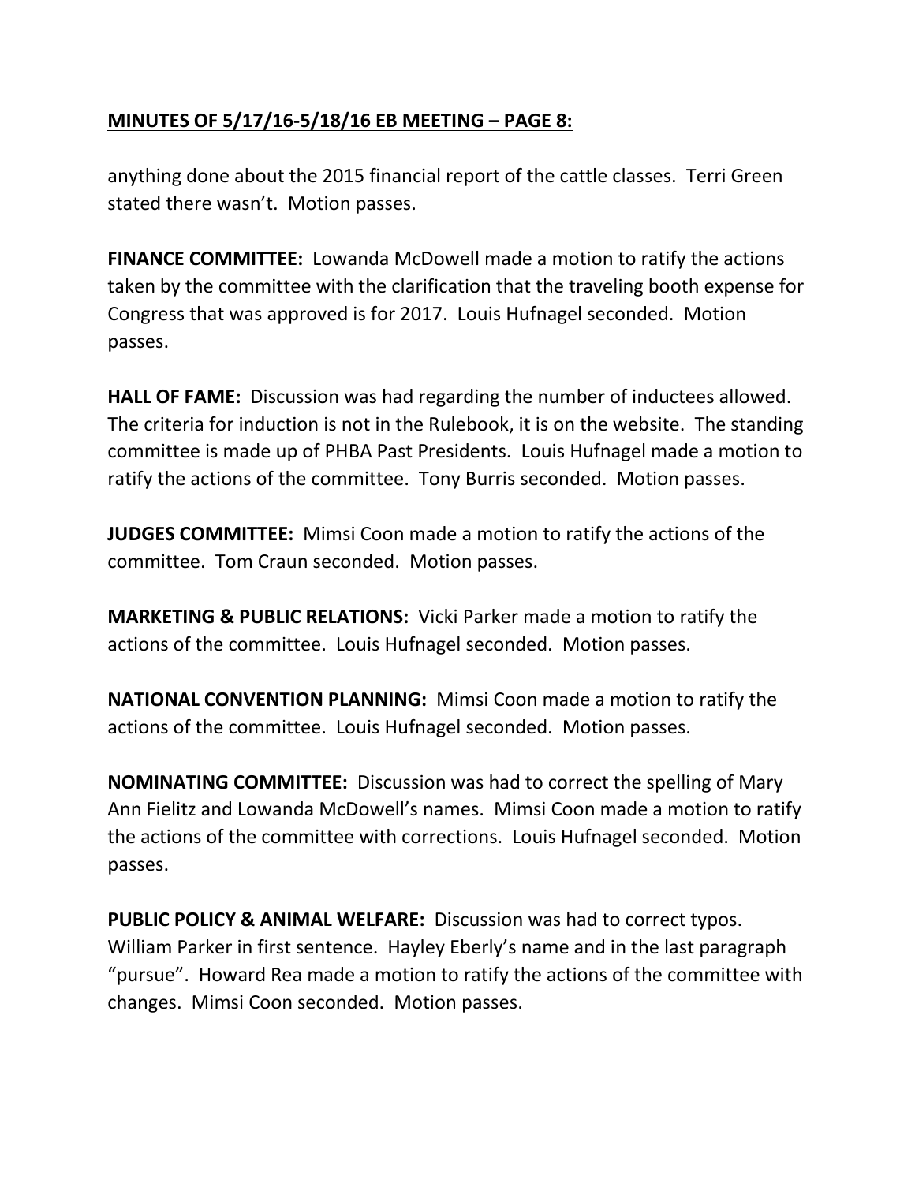**MINUTES OF 5/17/16-5/18/16 EB MEETING – PAGE 8:**

anything done about the 2015 financial report of the cattle classes. Terri Green stated there wasn't. Motion passes.

**FINANCE COMMITTEE:** Lowanda McDowell made a motion to ratify the actions taken by the committee with the clarification that the traveling booth expense for Congress that was approved is for 2017. Louis Hufnagel seconded. Motion passes.

**HALL OF FAME:** Discussion was had regarding the number of inductees allowed. The criteria for induction is not in the Rulebook, it is on the website. The standing committee is made up of PHBA Past Presidents. Louis Hufnagel made a motion to ratify the actions of the committee. Tony Burris seconded. Motion passes.

**JUDGES COMMITTEE:** Mimsi Coon made a motion to ratify the actions of the committee. Tom Craun seconded. Motion passes.

**MARKETING & PUBLIC RELATIONS:** Vicki Parker made a motion to ratify the actions of the committee. Louis Hufnagel seconded. Motion passes.

**NATIONAL CONVENTION PLANNING:** Mimsi Coon made a motion to ratify the actions of the committee. Louis Hufnagel seconded. Motion passes.

**NOMINATING COMMITTEE:** Discussion was had to correct the spelling of Mary Ann Fielitz and Lowanda McDowell's names. Mimsi Coon made a motion to ratify the actions of the committee with corrections. Louis Hufnagel seconded. Motion passes.

**PUBLIC POLICY & ANIMAL WELFARE:** Discussion was had to correct typos. William Parker in first sentence. Hayley Eberly's name and in the last paragraph "pursue". Howard Rea made a motion to ratify the actions of the committee with changes. Mimsi Coon seconded. Motion passes.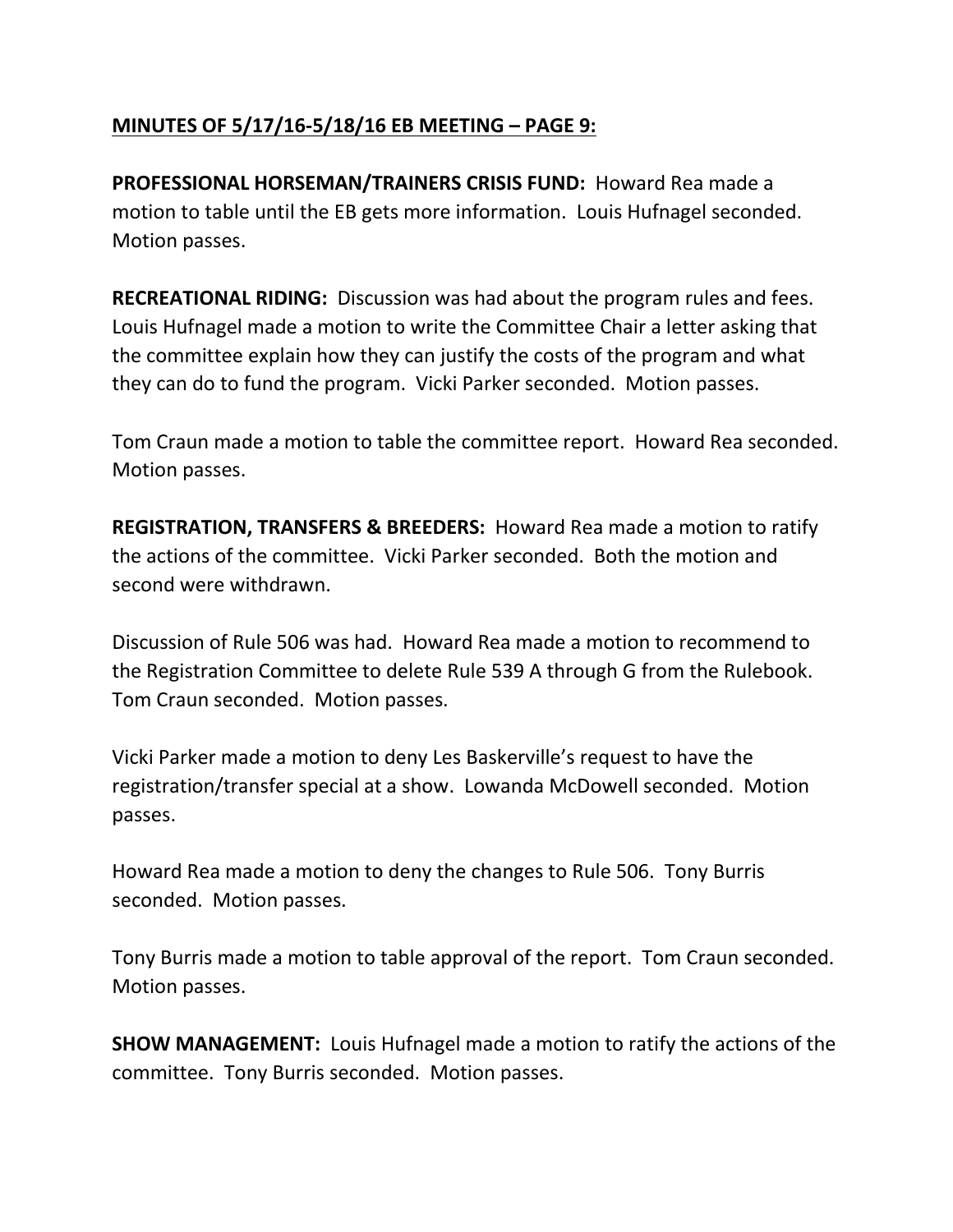**MINUTES OF 5/17/16-5/18/16 EB MEETING – PAGE 9:**

**PROFESSIONAL HORSEMAN/TRAINERS CRISIS FUND:** Howard Rea made a motion to table until the EB gets more information. Louis Hufnagel seconded. Motion passes.

**RECREATIONAL RIDING:** Discussion was had about the program rules and fees. Louis Hufnagel made a motion to write the Committee Chair a letter asking that the committee explain how they can justify the costs of the program and what they can do to fund the program. Vicki Parker seconded. Motion passes.

Tom Craun made a motion to table the committee report. Howard Rea seconded. Motion passes.

**REGISTRATION, TRANSFERS & BREEDERS:** Howard Rea made a motion to ratify the actions of the committee. Vicki Parker seconded. Both the motion and second were withdrawn.

Discussion of Rule 506 was had. Howard Rea made a motion to recommend to the Registration Committee to delete Rule 539 A through G from the Rulebook. Tom Craun seconded. Motion passes.

Vicki Parker made a motion to deny Les Baskerville's request to have the registration/transfer special at a show. Lowanda McDowell seconded. Motion passes.

Howard Rea made a motion to deny the changes to Rule 506. Tony Burris seconded. Motion passes.

Tony Burris made a motion to table approval of the report. Tom Craun seconded. Motion passes.

**SHOW MANAGEMENT:** Louis Hufnagel made a motion to ratify the actions of the committee. Tony Burris seconded. Motion passes.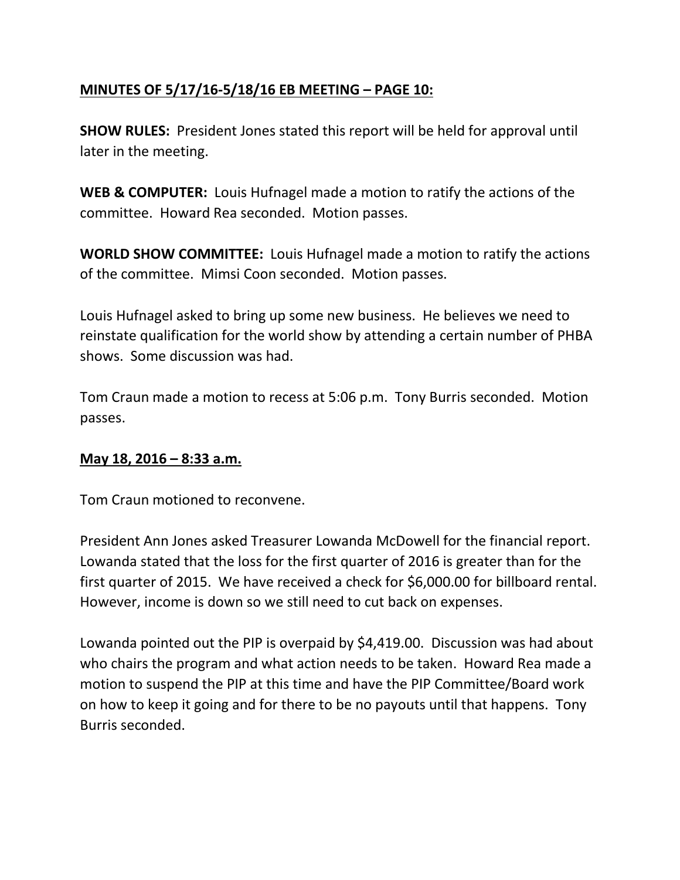**<u>MINUTES OF 5/17/16-5/18/16 EB MEETING – PAGE 10:</u>**

**SHOW RULES:** President Jones stated this report will be held for approval until later in the meeting.

**WEB & COMPUTER:** Louis Hufnagel made a motion to ratify the actions of the committee. Howard Rea seconded. Motion passes.

**WORLD SHOW COMMITTEE:** Louis Hufnagel made a motion to ratify the actions of the committee. Mimsi Coon seconded. Motion passes.

Louis Hufnagel asked to bring up some new business. He believes we need to reinstate qualification for the world show by attending a certain number of PHBA shows. Some discussion was had.

Tom Craun made a motion to recess at 5:06 p.m. Tony Burris seconded. Motion passes.

**<u>May 18, 2016 – 8:33 a.m.</u>**

Tom Craun motioned to reconvene.

President Ann Jones asked Treasurer Lowanda McDowell for the financial report. Lowanda stated that the loss for the first quarter of 2016 is greater than for the first quarter of 2015. We have received a check for $6,000.00 for billboard rental. However, income is down so we still need to cut back on expenses.

Lowanda pointed out the PIP is overpaid by $4,419.00. Discussion was had about who chairs the program and what action needs to be taken. Howard Rea made a motion to suspend the PIP at this time and have the PIP Committee/Board work on how to keep it going and for there to be no payouts until that happens. Tony Burris seconded.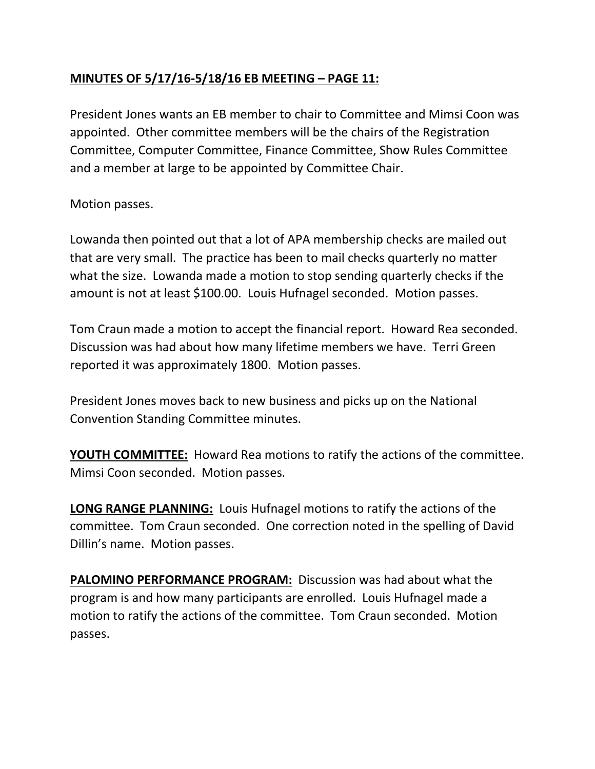**MINUTES OF 5/17/16-5/18/16 EB MEETING – PAGE 11:**

President Jones wants an EB member to chair to Committee and Mimsi Coon was appointed. Other committee members will be the chairs of the Registration Committee, Computer Committee, Finance Committee, Show Rules Committee and a member at large to be appointed by Committee Chair.

Motion passes.

Lowanda then pointed out that a lot of APA membership checks are mailed out that are very small. The practice has been to mail checks quarterly no matter what the size. Lowanda made a motion to stop sending quarterly checks if the amount is not at least $100.00. Louis Hufnagel seconded. Motion passes.

Tom Craun made a motion to accept the financial report. Howard Rea seconded. Discussion was had about how many lifetime members we have. Terri Green reported it was approximately 1800. Motion passes.

President Jones moves back to new business and picks up on the National Convention Standing Committee minutes.

**YOUTH COMMITTEE:** Howard Rea motions to ratify the actions of the committee. Mimsi Coon seconded. Motion passes.

**LONG RANGE PLANNING:** Louis Hufnagel motions to ratify the actions of the committee. Tom Craun seconded. One correction noted in the spelling of David Dillin's name. Motion passes.

**PALOMINO PERFORMANCE PROGRAM:** Discussion was had about what the program is and how many participants are enrolled. Louis Hufnagel made a motion to ratify the actions of the committee. Tom Craun seconded. Motion passes.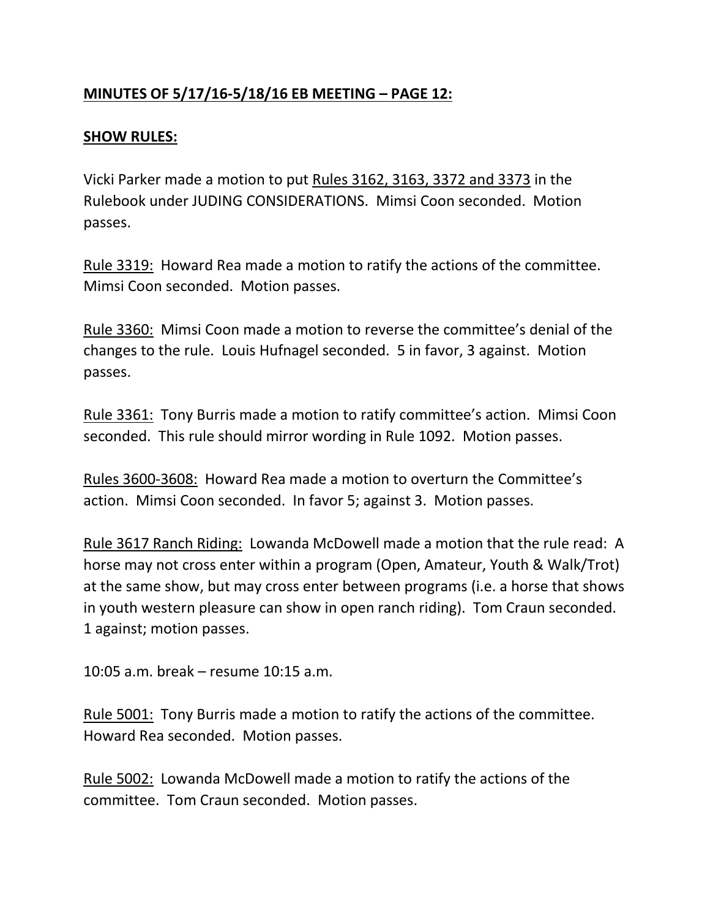**MINUTES OF 5/17/16-5/18/16 EB MEETING – PAGE 12:**

**SHOW RULES:**

Vicki Parker made a motion to put Rules 3162, 3163, 3372 and 3373 in the Rulebook under JUDING CONSIDERATIONS. Mimsi Coon seconded. Motion passes.

Rule 3319: Howard Rea made a motion to ratify the actions of the committee. Mimsi Coon seconded. Motion passes.

Rule 3360: Mimsi Coon made a motion to reverse the committee's denial of the changes to the rule. Louis Hufnagel seconded. 5 in favor, 3 against. Motion passes.

Rule 3361: Tony Burris made a motion to ratify committee's action. Mimsi Coon seconded. This rule should mirror wording in Rule 1092. Motion passes.

Rules 3600-3608: Howard Rea made a motion to overturn the Committee's action. Mimsi Coon seconded. In favor 5; against 3. Motion passes.

Rule 3617 Ranch Riding: Lowanda McDowell made a motion that the rule read: A horse may not cross enter within a program (Open, Amateur, Youth & Walk/Trot) at the same show, but may cross enter between programs (i.e. a horse that shows in youth western pleasure can show in open ranch riding). Tom Craun seconded. 1 against; motion passes.

10:05 a.m. break – resume 10:15 a.m.

Rule 5001: Tony Burris made a motion to ratify the actions of the committee. Howard Rea seconded. Motion passes.

Rule 5002: Lowanda McDowell made a motion to ratify the actions of the committee. Tom Craun seconded. Motion passes.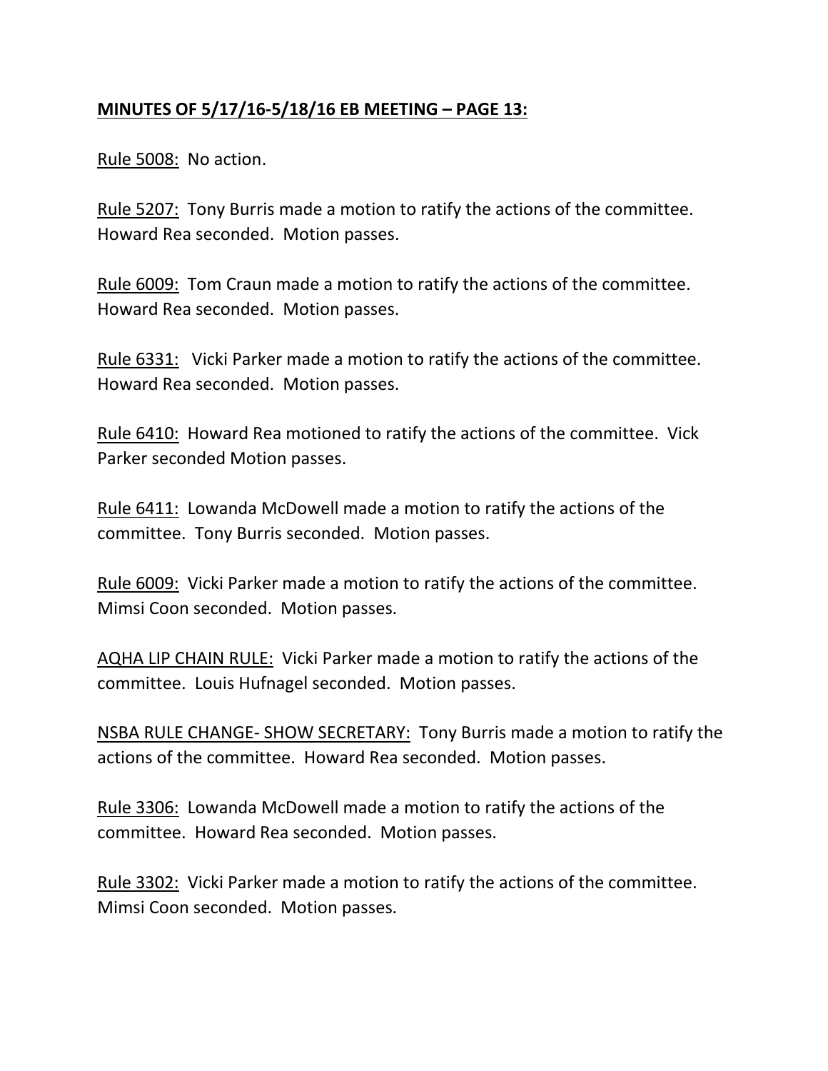**<u>MINUTES OF 5/17/16-5/18/16 EB MEETING – PAGE 13:</u>**

<u>Rule 5008:</u> No action.

<u>Rule 5207:</u> Tony Burris made a motion to ratify the actions of the committee. Howard Rea seconded. Motion passes.

<u>Rule 6009:</u> Tom Craun made a motion to ratify the actions of the committee. Howard Rea seconded. Motion passes.

<u>Rule 6331:</u> Vicki Parker made a motion to ratify the actions of the committee. Howard Rea seconded. Motion passes.

<u>Rule 6410:</u> Howard Rea motioned to ratify the actions of the committee. Vick Parker seconded Motion passes.

<u>Rule 6411:</u> Lowanda McDowell made a motion to ratify the actions of the committee. Tony Burris seconded. Motion passes.

<u>Rule 6009:</u> Vicki Parker made a motion to ratify the actions of the committee. Mimsi Coon seconded. Motion passes.

<u>AQHA LIP CHAIN RULE:</u> Vicki Parker made a motion to ratify the actions of the committee. Louis Hufnagel seconded. Motion passes.

<u>NSBA RULE CHANGE- SHOW SECRETARY:</u> Tony Burris made a motion to ratify the actions of the committee. Howard Rea seconded. Motion passes.

<u>Rule 3306:</u> Lowanda McDowell made a motion to ratify the actions of the committee. Howard Rea seconded. Motion passes.

<u>Rule 3302:</u> Vicki Parker made a motion to ratify the actions of the committee. Mimsi Coon seconded. Motion passes.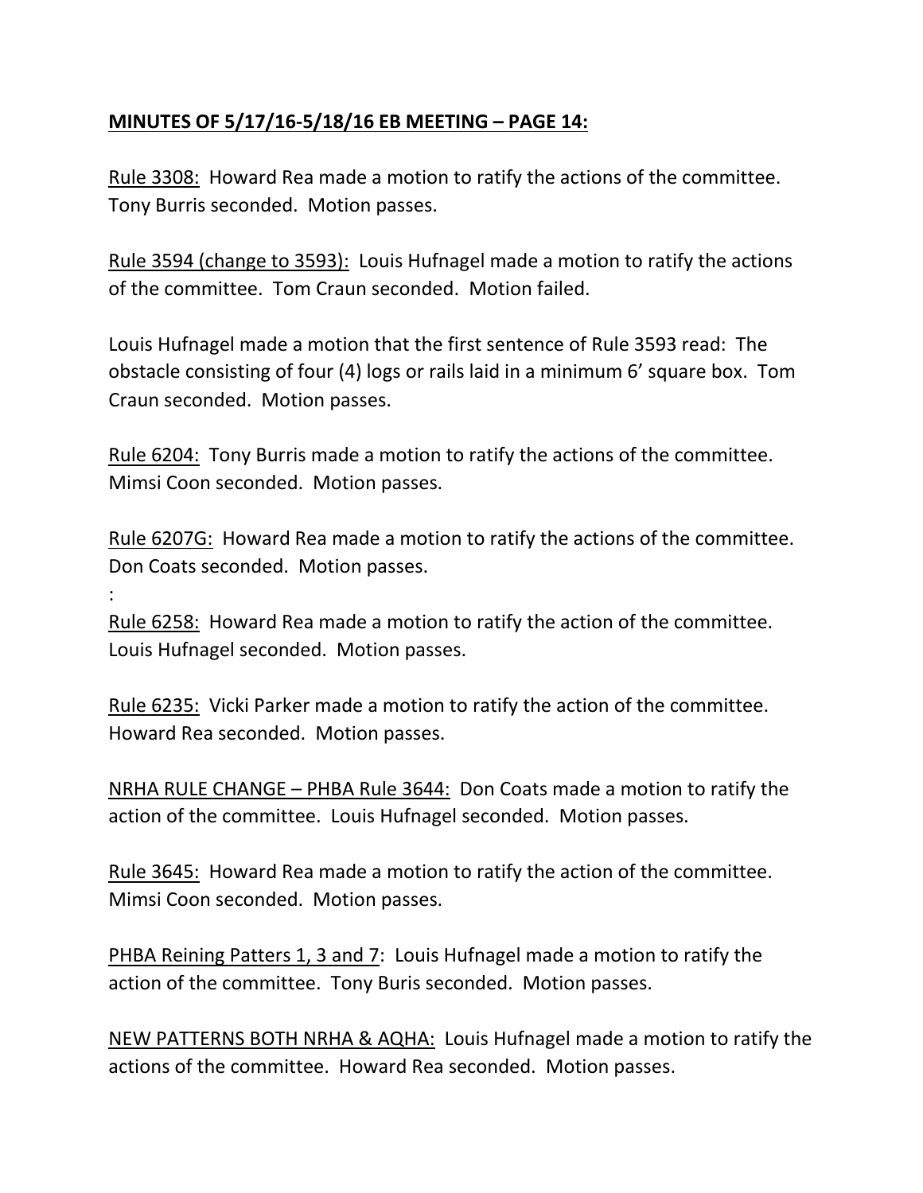**<u>MINUTES OF 5/17/16-5/18/16 EB MEETING – PAGE 14:</u>**

<u>Rule 3308:</u> Howard Rea made a motion to ratify the actions of the committee. Tony Burris seconded. Motion passes.

<u>Rule 3594 (change to 3593):</u> Louis Hufnagel made a motion to ratify the actions of the committee. Tom Craun seconded. Motion failed.

Louis Hufnagel made a motion that the first sentence of Rule 3593 read: The obstacle consisting of four (4) logs or rails laid in a minimum 6' square box. Tom Craun seconded. Motion passes.

<u>Rule 6204:</u> Tony Burris made a motion to ratify the actions of the committee. Mimsi Coon seconded. Motion passes.

<u>Rule 6207G:</u> Howard Rea made a motion to ratify the actions of the committee. Don Coats seconded. Motion passes.

:

<u>Rule 6258:</u> Howard Rea made a motion to ratify the action of the committee. Louis Hufnagel seconded. Motion passes.

<u>Rule 6235:</u> Vicki Parker made a motion to ratify the action of the committee. Howard Rea seconded. Motion passes.

<u>NRHA RULE CHANGE – PHBA Rule 3644:</u> Don Coats made a motion to ratify the action of the committee. Louis Hufnagel seconded. Motion passes.

<u>Rule 3645:</u> Howard Rea made a motion to ratify the action of the committee. Mimsi Coon seconded. Motion passes.

<u>PHBA Reining Patters 1, 3 and 7</u>: Louis Hufnagel made a motion to ratify the action of the committee. Tony Buris seconded. Motion passes.

<u>NEW PATTERNS BOTH NRHA & AQHA:</u> Louis Hufnagel made a motion to ratify the actions of the committee. Howard Rea seconded. Motion passes.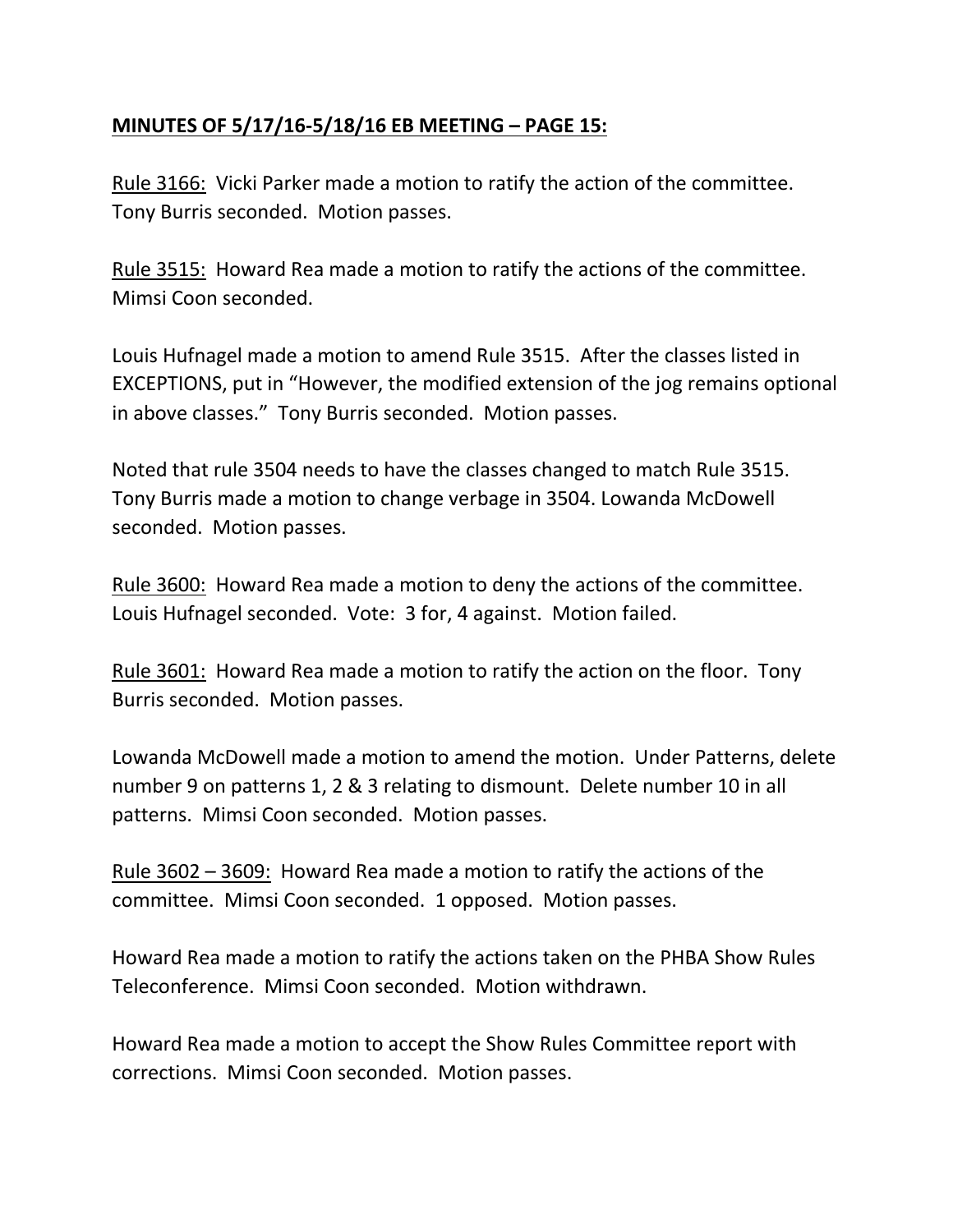**<u>MINUTES OF 5/17/16-5/18/16 EB MEETING – PAGE 15:</u>**

<u>Rule 3166:</u> Vicki Parker made a motion to ratify the action of the committee. Tony Burris seconded. Motion passes.

<u>Rule 3515:</u> Howard Rea made a motion to ratify the actions of the committee. Mimsi Coon seconded.

Louis Hufnagel made a motion to amend Rule 3515. After the classes listed in EXCEPTIONS, put in "However, the modified extension of the jog remains optional in above classes." Tony Burris seconded. Motion passes.

Noted that rule 3504 needs to have the classes changed to match Rule 3515. Tony Burris made a motion to change verbage in 3504. Lowanda McDowell seconded. Motion passes.

<u>Rule 3600:</u> Howard Rea made a motion to deny the actions of the committee. Louis Hufnagel seconded. Vote: 3 for, 4 against. Motion failed.

<u>Rule 3601:</u> Howard Rea made a motion to ratify the action on the floor. Tony Burris seconded. Motion passes.

Lowanda McDowell made a motion to amend the motion. Under Patterns, delete number 9 on patterns 1, 2 & 3 relating to dismount. Delete number 10 in all patterns. Mimsi Coon seconded. Motion passes.

<u>Rule 3602 – 3609:</u> Howard Rea made a motion to ratify the actions of the committee. Mimsi Coon seconded. 1 opposed. Motion passes.

Howard Rea made a motion to ratify the actions taken on the PHBA Show Rules Teleconference. Mimsi Coon seconded. Motion withdrawn.

Howard Rea made a motion to accept the Show Rules Committee report with corrections. Mimsi Coon seconded. Motion passes.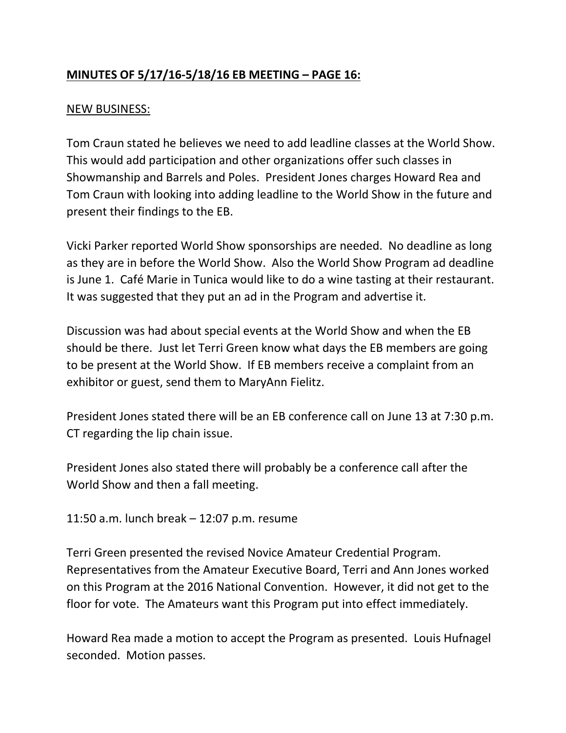**MINUTES OF 5/17/16-5/18/16 EB MEETING – PAGE 16:**

NEW BUSINESS:

Tom Craun stated he believes we need to add leadline classes at the World Show. This would add participation and other organizations offer such classes in Showmanship and Barrels and Poles. President Jones charges Howard Rea and Tom Craun with looking into adding leadline to the World Show in the future and present their findings to the EB.

Vicki Parker reported World Show sponsorships are needed. No deadline as long as they are in before the World Show. Also the World Show Program ad deadline is June 1. Café Marie in Tunica would like to do a wine tasting at their restaurant. It was suggested that they put an ad in the Program and advertise it.

Discussion was had about special events at the World Show and when the EB should be there. Just let Terri Green know what days the EB members are going to be present at the World Show. If EB members receive a complaint from an exhibitor or guest, send them to MaryAnn Fielitz.

President Jones stated there will be an EB conference call on June 13 at 7:30 p.m. CT regarding the lip chain issue.

President Jones also stated there will probably be a conference call after the World Show and then a fall meeting.

11:50 a.m. lunch break – 12:07 p.m. resume

Terri Green presented the revised Novice Amateur Credential Program. Representatives from the Amateur Executive Board, Terri and Ann Jones worked on this Program at the 2016 National Convention. However, it did not get to the floor for vote. The Amateurs want this Program put into effect immediately.

Howard Rea made a motion to accept the Program as presented. Louis Hufnagel seconded. Motion passes.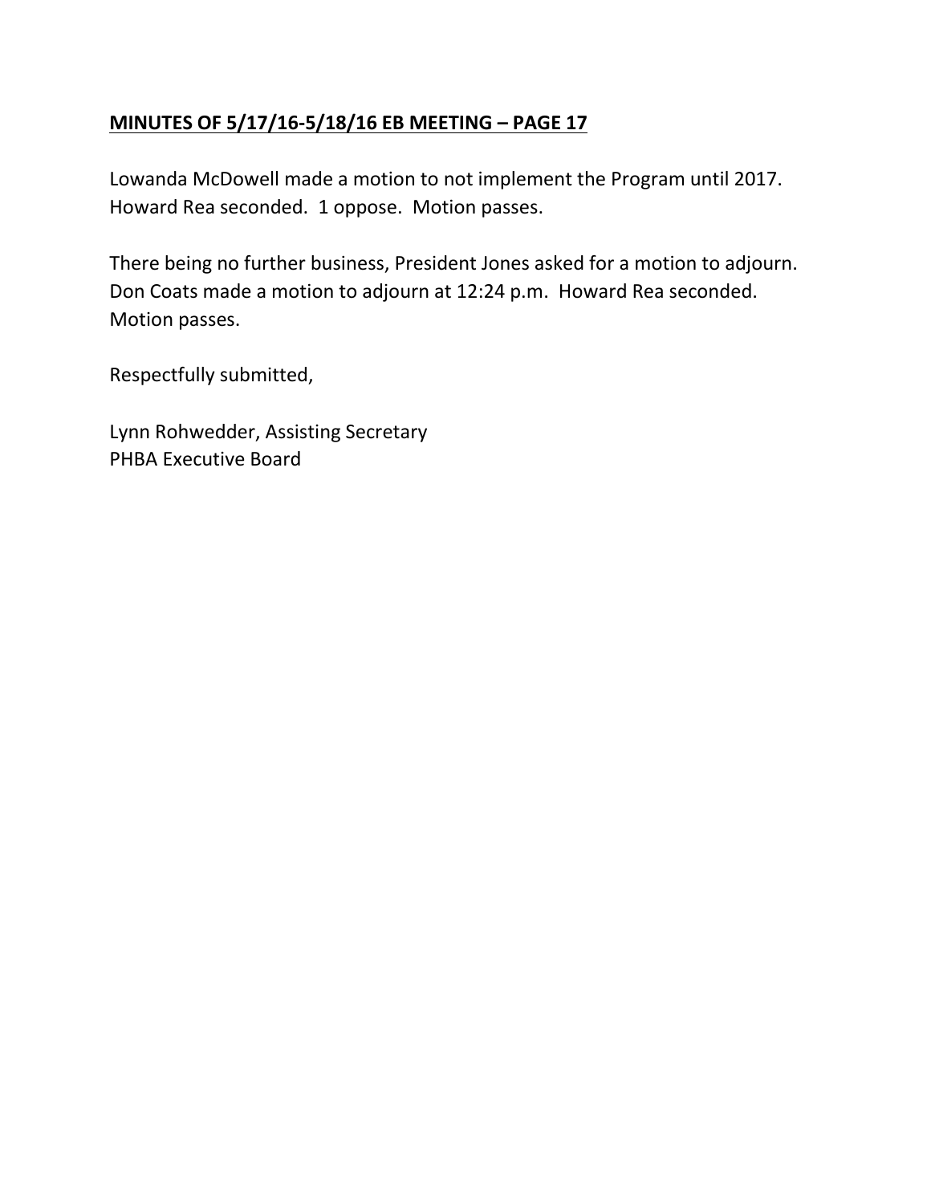**MINUTES OF 5/17/16-5/18/16 EB MEETING – PAGE 17**

Lowanda McDowell made a motion to not implement the Program until 2017. Howard Rea seconded. 1 oppose. Motion passes.

There being no further business, President Jones asked for a motion to adjourn. Don Coats made a motion to adjourn at 12:24 p.m. Howard Rea seconded. Motion passes.

Respectfully submitted,

Lynn Rohwedder, Assisting Secretary
PHBA Executive Board